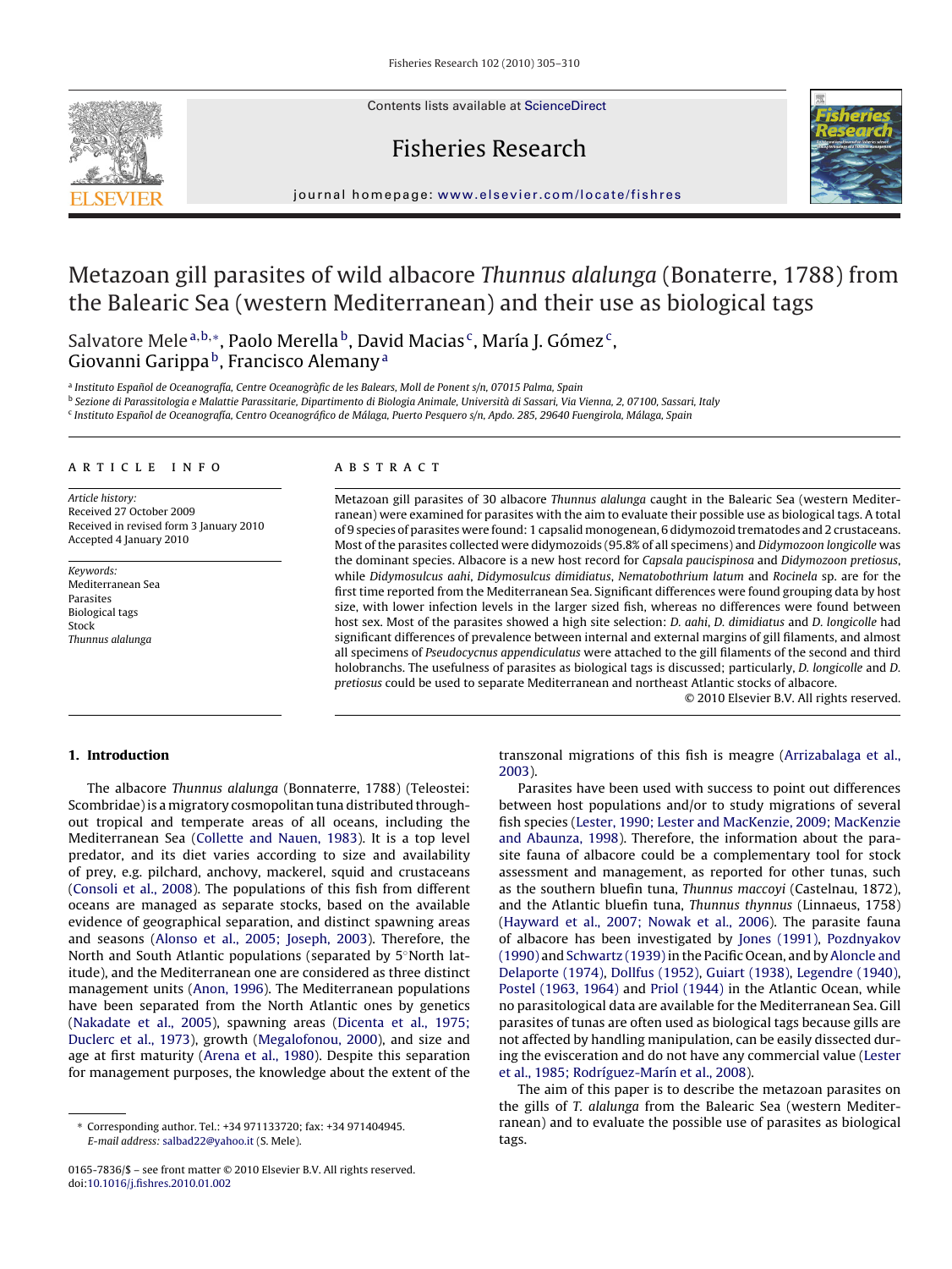# Metazoan gill parasites of wild albacore *Thunnus alalunga* (Bonaterre, 1788) from the Balearic Sea (western Mediterranean) and their use as biological tags

Salvatore Mele[a,b,*], Paolo Merella[b], David Macias[c], María J. Gómez[c], Giovanni Garippa[b], Francisco Alemany[a]

[a] Instituto Español de Oceanografía, Centre Oceanogràfic de les Balears, Moll de Ponent s/n, 07015 Palma, Spain

[b] Sezione di Parassitologia e Malattie Parassitarie, Dipartimento di Biologia Animale, Università di Sassari, Via Vienna, 2, 07100, Sassari, Italy

[c] Instituto Español de Oceanografía, Centro Oceanográfico de Málaga, Puerto Pesquero s/n, Apdo. 285, 29640 Fuengirola, Málaga, Spain

## ARTICLE INFO

*Article history:*
Received 27 October 2009
Received in revised form 3 January 2010
Accepted 4 January 2010

*Keywords:*
Mediterranean Sea
Parasites
Biological tags
Stock
*Thunnus alalunga*

## ABSTRACT

Metazoan gill parasites of 30 albacore *Thunnus alalunga* caught in the Balearic Sea (western Mediterranean) were examined for parasites with the aim to evaluate their possible use as biological tags. A total of 9 species of parasites were found: 1 capsalid monogenean, 6 didymozoid trematodes and 2 crustaceans. Most of the parasites collected were didymozoids (95.8% of all specimens) and *Didymozoon longicolle* was the dominant species. Albacore is a new host record for *Capsala paucispinosa* and *Didymozoon pretiosus*, while *Didymosulcus aahi*, *Didymosulcus dimidiatus*, *Nematobothrium latum* and *Rocinela* sp. are for the first time reported from the Mediterranean Sea. Significant differences were found grouping data by host size, with lower infection levels in the larger sized fish, whereas no differences were found between host sex. Most of the parasites showed a high site selection: *D. aahi*, *D. dimidiatus* and *D. longicolle* had significant differences of prevalence between internal and external margins of gill filaments, and almost all specimens of *Pseudocycnus appendiculatus* were attached to the gill filaments of the second and third holobranchs. The usefulness of parasites as biological tags is discussed; particularly, *D. longicolle* and *D. pretiosus* could be used to separate Mediterranean and northeast Atlantic stocks of albacore.

© 2010 Elsevier B.V. All rights reserved.

## 1. Introduction

The albacore *Thunnus alalunga* (Bonnaterre, 1788) (Teleostei: Scombridae) is a migratory cosmopolitan tuna distributed throughout tropical and temperate areas of all oceans, including the Mediterranean Sea (Collette and Nauen, 1983). It is a top level predator, and its diet varies according to size and availability of prey, e.g. pilchard, anchovy, mackerel, squid and crustaceans (Consoli et al., 2008). The populations of this fish from different oceans are managed as separate stocks, based on the available evidence of geographical separation, and distinct spawning areas and seasons (Alonso et al., 2005; Joseph, 2003). Therefore, the North and South Atlantic populations (separated by 5°North latitude), and the Mediterranean one are considered as three distinct management units (Anon, 1996). The Mediterranean populations have been separated from the North Atlantic ones by genetics (Nakadate et al., 2005), spawning areas (Dicenta et al., 1975; Duclerc et al., 1973), growth (Megalofonou, 2000), and size and age at first maturity (Arena et al., 1980). Despite this separation for management purposes, the knowledge about the extent of the transzonal migrations of this fish is meagre (Arrizabalaga et al., 2003).

Parasites have been used with success to point out differences between host populations and/or to study migrations of several fish species (Lester, 1990; Lester and MacKenzie, 2009; MacKenzie and Abaunza, 1998). Therefore, the information about the parasite fauna of albacore could be a complementary tool for stock assessment and management, as reported for other tunas, such as the southern bluefin tuna, *Thunnus maccoyi* (Castelnau, 1872), and the Atlantic bluefin tuna, *Thunnus thynnus* (Linnaeus, 1758) (Hayward et al., 2007; Nowak et al., 2006). The parasite fauna of albacore has been investigated by Jones (1991), Pozdnyakov (1990) and Schwartz (1939) in the Pacific Ocean, and by Aloncle and Delaporte (1974), Dollfus (1952), Guiart (1938), Legendre (1940), Postel (1963, 1964) and Priol (1944) in the Atlantic Ocean, while no parasitological data are available for the Mediterranean Sea. Gill parasites of tunas are often used as biological tags because gills are not affected by handling manipulation, can be easily dissected during the evisceration and do not have any commercial value (Lester et al., 1985; Rodríguez-Marín et al., 2008).

The aim of this paper is to describe the metazoan parasites on the gills of *T. alalunga* from the Balearic Sea (western Mediterranean) and to evaluate the possible use of parasites as biological tags.

\* Corresponding author. Tel.: +34 971133720; fax: +34 971404945.
E-mail address: salbad22@yahoo.it (S. Mele).

0165-7836/$ – see front matter © 2010 Elsevier B.V. All rights reserved.
doi:10.1016/j.fishres.2010.01.002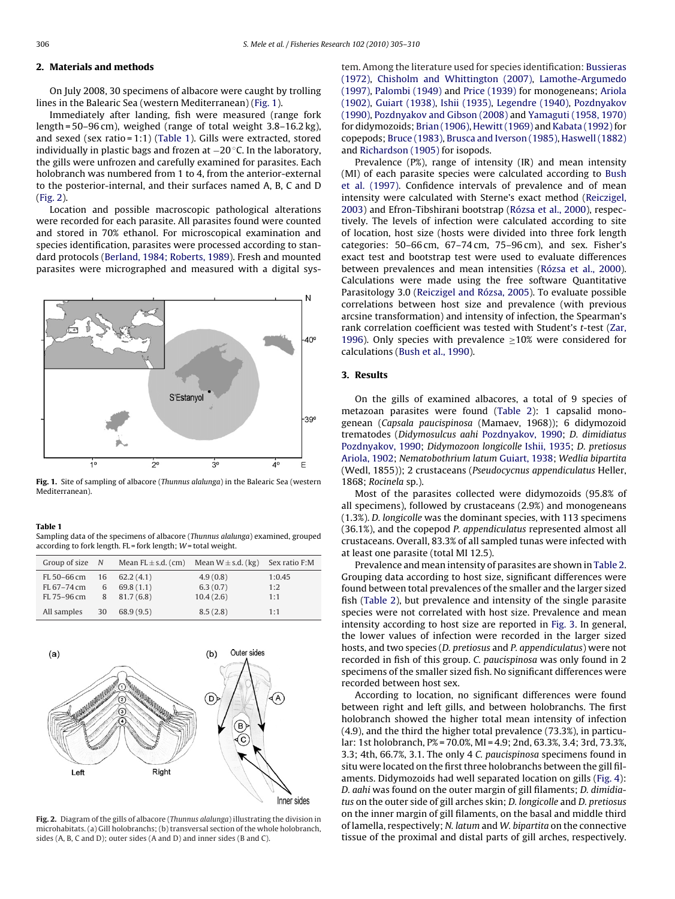## 2. Materials and methods

On July 2008, 30 specimens of albacore were caught by trolling lines in the Balearic Sea (western Mediterranean) (Fig. 1).

Immediately after landing, fish were measured (range fork length = 50–96 cm), weighed (range of total weight 3.8–16.2 kg), and sexed (sex ratio = 1:1) (Table 1). Gills were extracted, stored individually in plastic bags and frozen at −20 °C. In the laboratory, the gills were unfrozen and carefully examined for parasites. Each holobranch was numbered from 1 to 4, from the anterior-external to the posterior-internal, and their surfaces named A, B, C and D (Fig. 2).

Location and possible macroscopic pathological alterations were recorded for each parasite. All parasites found were counted and stored in 70% ethanol. For microscopical examination and species identification, parasites were processed according to standard protocols (Berland, 1984; Roberts, 1989). Fresh and mounted parasites were micrographed and measured with a digital system. Among the literature used for species identification: Bussieras (1972), Chisholm and Whittington (2007), Lamothe-Argumedo (1997), Palombi (1949) and Price (1939) for monogeneans; Ariola (1902), Guiart (1938), Ishii (1935), Legendre (1940), Pozdnyakov (1990), Pozdnyakov and Gibson (2008) and Yamaguti (1958, 1970) for didymozoids; Brian (1906), Hewitt (1969) and Kabata (1992) for copepods; Bruce (1983), Brusca and Iverson (1985), Haswell (1882) and Richardson (1905) for isopods.

Prevalence (P%), range of intensity (IR) and mean intensity (MI) of each parasite species were calculated according to Bush et al. (1997). Confidence intervals of prevalence and of mean intensity were calculated with Sterne's exact method (Reiczigel, 2003) and Efron-Tibshirani bootstrap (Rózsa et al., 2000), respectively. The levels of infection were calculated according to site of location, host size (hosts were divided into three fork length categories: 50–66 cm, 67–74 cm, 75–96 cm), and sex. Fisher's exact test and bootstrap test were used to evaluate differences between prevalences and mean intensities (Rózsa et al., 2000). Calculations were made using the free software Quantitative Parasitology 3.0 (Reiczigel and Rózsa, 2005). To evaluate possible correlations between host size and prevalence (with previous arcsine transformation) and intensity of infection, the Spearman's rank correlation coefficient was tested with Student's *t*-test (Zar, 1996). Only species with prevalence ≥10% were considered for calculations (Bush et al., 1990).

**Fig. 1.** Site of sampling of albacore (*Thunnus alalunga*) in the Balearic Sea (western Mediterranean).

**Table 1**
Sampling data of the specimens of albacore (*Thunnus alalunga*) examined, grouped according to fork length. FL = fork length; *W* = total weight.

| Group of size | *N* | Mean FL ± s.d. (cm) | Mean W ± s.d. (kg) | Sex ratio F:M |
|---|---|---|---|---|
| FL 50–66 cm | 16 | 62.2 (4.1) | 4.9 (0.8) | 1:0.45 |
| FL 67–74 cm | 6 | 69.8 (1.1) | 6.3 (0.7) | 1:2 |
| FL 75–96 cm | 8 | 81.7 (6.8) | 10.4 (2.6) | 1:1 |
| All samples | 30 | 68.9 (9.5) | 8.5 (2.8) | 1:1 |

**Fig. 2.** Diagram of the gills of albacore (*Thunnus alalunga*) illustrating the division in microhabitats. (a) Gill holobranchs; (b) transversal section of the whole holobranch, sides (A, B, C and D); outer sides (A and D) and inner sides (B and C).

## 3. Results

On the gills of examined albacores, a total of 9 species of metazoan parasites were found (Table 2): 1 capsalid monogenean (*Capsala paucispinosa* (Mamaev, 1968)); 6 didymozoid trematodes (*Didymosulcus aahi* Pozdnyakov, 1990; *D. dimidiatus* Pozdnyakov, 1990; *Didymozoon longicolle* Ishii, 1935; *D. pretiosus* Ariola, 1902; *Nematobothrium latum* Guiart, 1938; *Wedlia bipartita* (Wedl, 1855)); 2 crustaceans (*Pseudocycnus appendiculatus* Heller, 1868; *Rocinela* sp.).

Most of the parasites collected were didymozoids (95.8% of all specimens), followed by crustaceans (2.9%) and monogeneans (1.3%). *D. longicolle* was the dominant species, with 113 specimens (36.1%), and the copepod *P. appendiculatus* represented almost all crustaceans. Overall, 83.3% of all sampled tunas were infected with at least one parasite (total MI 12.5).

Prevalence and mean intensity of parasites are shown in Table 2. Grouping data according to host size, significant differences were found between total prevalences of the smaller and the larger sized fish (Table 2), but prevalence and intensity of the single parasite species were not correlated with host size. Prevalence and mean intensity according to host size are reported in Fig. 3. In general, the lower values of infection were recorded in the larger sized hosts, and two species (*D. pretiosus* and *P. appendiculatus*) were not recorded in fish of this group. *C. paucispinosa* was only found in 2 specimens of the smaller sized fish. No significant differences were recorded between host sex.

According to location, no significant differences were found between right and left gills, and between holobranchs. The first holobranch showed the higher total mean intensity of infection (4.9), and the third the higher total prevalence (73.3%), in particular: 1st holobranch, P% = 70.0%, MI = 4.9; 2nd, 63.3%, 3.4; 3rd, 73.3%, 3.3; 4th, 66.7%, 3.1. The only 4 *C. paucispinosa* specimens found in situ were located on the first three holobranchs between the gill filaments. Didymozoids had well separated location on gills (Fig. 4): *D. aahi* was found on the outer margin of gill filaments; *D. dimidiatus* on the outer side of gill arches skin; *D. longicolle* and *D. pretiosus* on the inner margin of gill filaments, on the basal and middle third of lamella, respectively; *N. latum* and *W. bipartita* on the connective tissue of the proximal and distal parts of gill arches, respectively.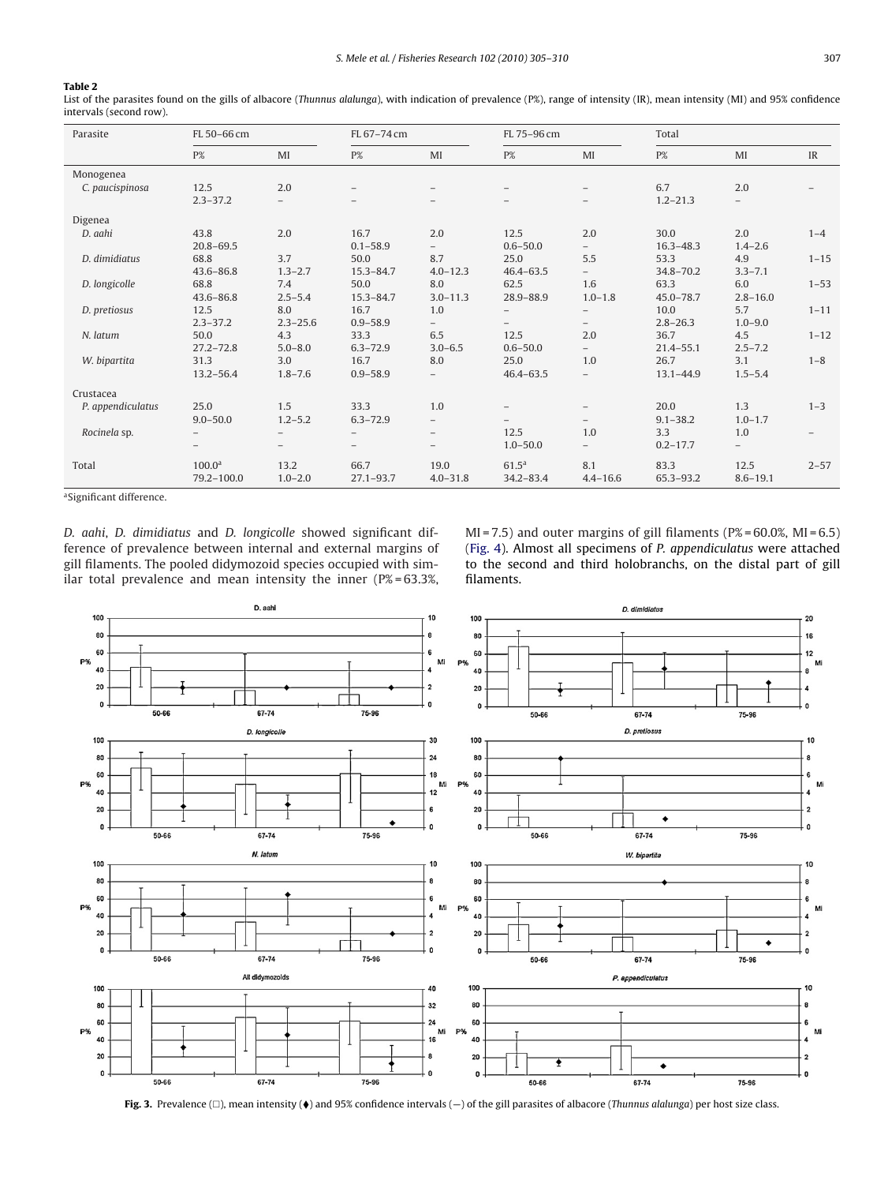**Table 2**
List of the parasites found on the gills of albacore (*Thunnus alalunga*), with indication of prevalence (P%), range of intensity (IR), mean intensity (MI) and 95% confidence intervals (second row).

| Parasite | FL 50–66 cm | | FL 67–74 cm | | FL 75–96 cm | | Total | | |
|---|---|---|---|---|---|---|---|---|---|
| | P% | MI | P% | MI | P% | MI | P% | MI | IR |
| Monogenea | | | | | | | | | |
| *C. paucispinosa* | 12.5 | 2.0 | – | – | – | – | 6.7 | 2.0 | – |
| | 2.3–37.2 | – | – | – | – | – | 1.2–21.3 | – | |
| Digenea | | | | | | | | | |
| *D. aahi* | 43.8 | 2.0 | 16.7 | 2.0 | 12.5 | 2.0 | 30.0 | 2.0 | 1–4 |
| | 20.8–69.5 | | 0.1–58.9 | – | 0.6–50.0 | – | 16.3–48.3 | 1.4–2.6 | |
| *D. dimidiatus* | 68.8 | 3.7 | 50.0 | 8.7 | 25.0 | 5.5 | 53.3 | 4.9 | 1–15 |
| | 43.6–86.8 | 1.3–2.7 | 15.3–84.7 | 4.0–12.3 | 46.4–63.5 | – | 34.8–70.2 | 3.3–7.1 | |
| *D. longicolle* | 68.8 | 7.4 | 50.0 | 8.0 | 62.5 | 1.6 | 63.3 | 6.0 | 1–53 |
| | 43.6–86.8 | 2.5–5.4 | 15.3–84.7 | 3.0–11.3 | 28.9–88.9 | 1.0–1.8 | 45.0–78.7 | 2.8–16.0 | |
| *D. pretiosus* | 12.5 | 8.0 | 16.7 | 1.0 | – | – | 10.0 | 5.7 | 1–11 |
| | 2.3–37.2 | 2.3–25.6 | 0.9–58.9 | – | – | – | 2.8–26.3 | 1.0–9.0 | |
| *N. latum* | 50.0 | 4.3 | 33.3 | 6.5 | 12.5 | 2.0 | 36.7 | 4.5 | 1–12 |
| | 27.2–72.8 | 5.0–8.0 | 6.3–72.9 | 3.0–6.5 | 0.6–50.0 | – | 21.4–55.1 | 2.5–7.2 | |
| *W. bipartita* | 31.3 | 3.0 | 16.7 | 8.0 | 25.0 | 1.0 | 26.7 | 3.1 | 1–8 |
| | 13.2–56.4 | 1.8–7.6 | 0.9–58.9 | – | 46.4–63.5 | – | 13.1–44.9 | 1.5–5.4 | |
| Crustacea | | | | | | | | | |
| *P. appendiculatus* | 25.0 | 1.5 | 33.3 | 1.0 | – | – | 20.0 | 1.3 | 1–3 |
| | 9.0–50.0 | 1.2–5.2 | 6.3–72.9 | – | – | – | 9.1–38.2 | 1.0–1.7 | |
| *Rocinela* sp. | – | – | – | – | 12.5 | 1.0 | 3.3 | 1.0 | – |
| | – | – | – | – | 1.0–50.0 | – | 0.2–17.7 | – | |
| Total | 100.0[a] | 13.2 | 66.7 | 19.0 | 61.5[a] | 8.1 | 83.3 | 12.5 | 2–57 |
| | 79.2–100.0 | 1.0–2.0 | 27.1–93.7 | 4.0–31.8 | 34.2–83.4 | 4.4–16.6 | 65.3–93.2 | 8.6–19.1 | |

[a]Significant difference.

*D. aahi*, *D. dimidiatus* and *D. longicolle* showed significant difference of prevalence between internal and external margins of gill filaments. The pooled didymozoid species occupied with similar total prevalence and mean intensity the inner (P% = 63.3%, MI = 7.5) and outer margins of gill filaments (P% = 60.0%, MI = 6.5) (Fig. 4). Almost all specimens of *P. appendiculatus* were attached to the second and third holobranchs, on the distal part of gill filaments.

**Fig. 3.** Prevalence (□), mean intensity (♦) and 95% confidence intervals (−) of the gill parasites of albacore (*Thunnus alalunga*) per host size class.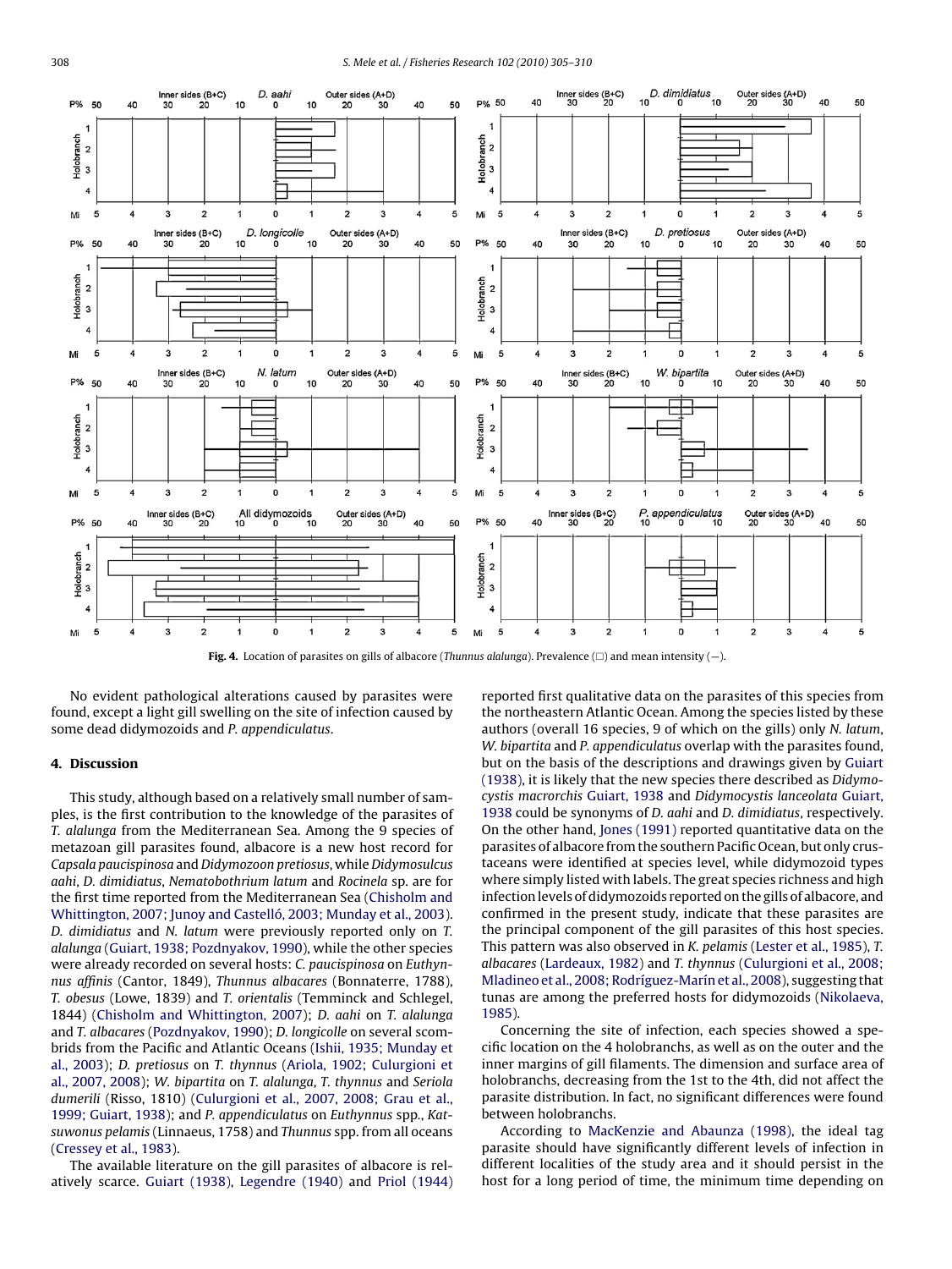**Fig. 4.** Location of parasites on gills of albacore (*Thunnus alalunga*). Prevalence (□) and mean intensity (—).

No evident pathological alterations caused by parasites were found, except a light gill swelling on the site of infection caused by some dead didymozoids and *P. appendiculatus*.

## 4. Discussion

This study, although based on a relatively small number of samples, is the first contribution to the knowledge of the parasites of *T. alalunga* from the Mediterranean Sea. Among the 9 species of metazoan gill parasites found, albacore is a new host record for *Capsala paucispinosa* and *Didymozoon pretiosus*, while *Didymosulcus aahi*, *D. dimidiatus*, *Nematobothrium latum* and *Rocinela* sp. are for the first time reported from the Mediterranean Sea (Chisholm and Whittington, 2007; Junoy and Castelló, 2003; Munday et al., 2003). *D. dimidiatus* and *N. latum* were previously reported only on *T. alalunga* (Guiart, 1938; Pozdnyakov, 1990), while the other species were already recorded on several hosts: *C. paucispinosa* on *Euthynnus affinis* (Cantor, 1849), *Thunnus albacares* (Bonnaterre, 1788), *T. obesus* (Lowe, 1839) and *T. orientalis* (Temminck and Schlegel, 1844) (Chisholm and Whittington, 2007); *D. aahi* on *T. alalunga* and *T. albacares* (Pozdnyakov, 1990); *D. longicolle* on several scombrids from the Pacific and Atlantic Oceans (Ishii, 1935; Munday et al., 2003); *D. pretiosus* on *T. thynnus* (Ariola, 1902; Culurgioni et al., 2007, 2008); *W. bipartita* on *T. alalunga*, *T. thynnus* and *Seriola dumerili* (Risso, 1810) (Culurgioni et al., 2007, 2008; Grau et al., 1999; Guiart, 1938); and *P. appendiculatus* on *Euthynnus* spp., *Katsuwonus pelamis* (Linnaeus, 1758) and *Thunnus* spp. from all oceans (Cressey et al., 1983).

The available literature on the gill parasites of albacore is relatively scarce. Guiart (1938), Legendre (1940) and Priol (1944) reported first qualitative data on the parasites of this species from the northeastern Atlantic Ocean. Among the species listed by these authors (overall 16 species, 9 of which on the gills) only *N. latum*, *W. bipartita* and *P. appendiculatus* overlap with the parasites found, but on the basis of the descriptions and drawings given by Guiart (1938), it is likely that the new species there described as *Didymocystis macrorchis* Guiart, 1938 and *Didymocystis lanceolata* Guiart, 1938 could be synonyms of *D. aahi* and *D. dimidiatus*, respectively. On the other hand, Jones (1991) reported quantitative data on the parasites of albacore from the southern Pacific Ocean, but only crustaceans were identified at species level, while didymozoid types where simply listed with labels. The great species richness and high infection levels of didymozoids reported on the gills of albacore, and confirmed in the present study, indicate that these parasites are the principal component of the gill parasites of this host species. This pattern was also observed in *K. pelamis* (Lester et al., 1985), *T. albacares* (Lardeaux, 1982) and *T. thynnus* (Culurgioni et al., 2008; Mladineo et al., 2008; Rodríguez-Marín et al., 2008), suggesting that tunas are among the preferred hosts for didymozoids (Nikolaeva, 1985).

Concerning the site of infection, each species showed a specific location on the 4 holobranchs, as well as on the outer and the inner margins of gill filaments. The dimension and surface area of holobranchs, decreasing from the 1st to the 4th, did not affect the parasite distribution. In fact, no significant differences were found between holobranchs.

According to MacKenzie and Abaunza (1998), the ideal tag parasite should have significantly different levels of infection in different localities of the study area and it should persist in the host for a long period of time, the minimum time depending on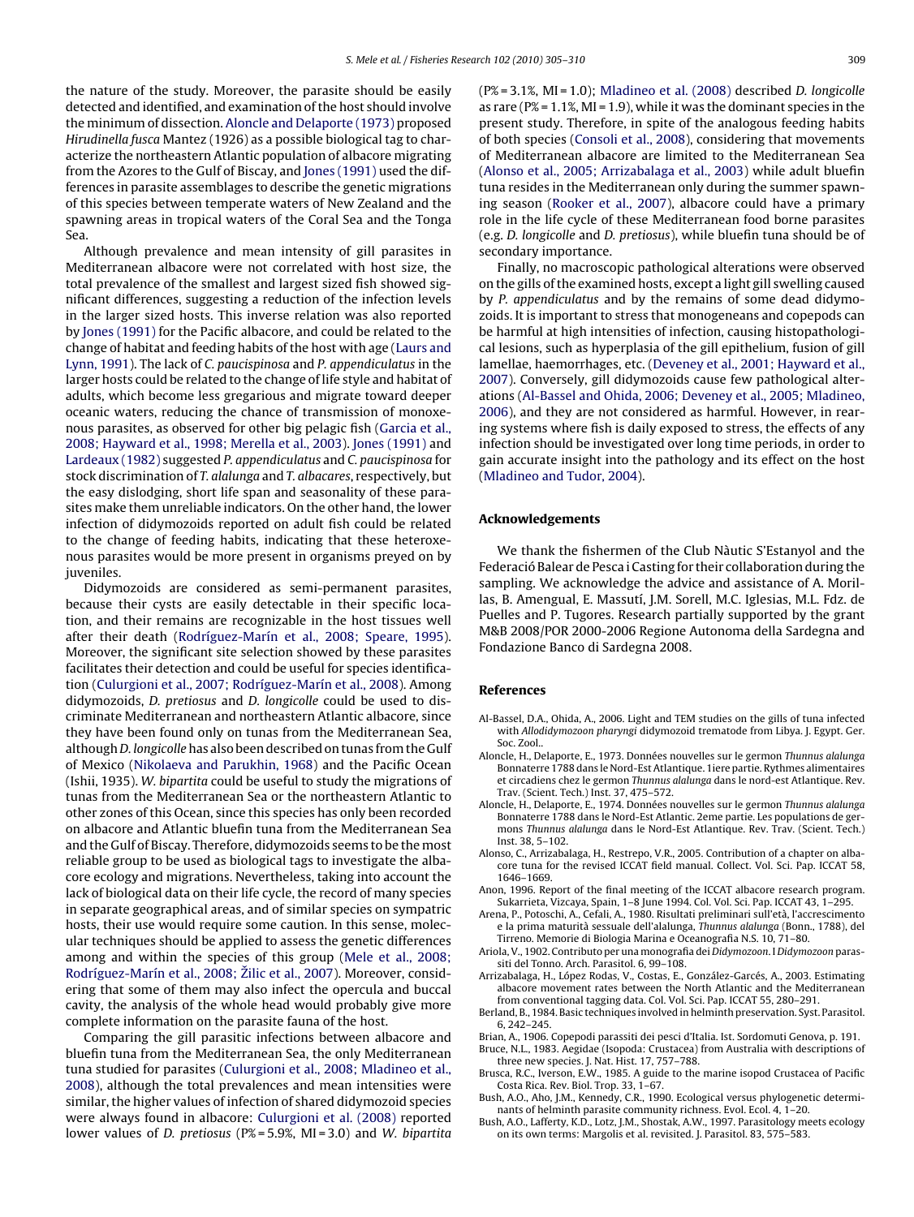the nature of the study. Moreover, the parasite should be easily detected and identified, and examination of the host should involve the minimum of dissection. Aloncle and Delaporte (1973) proposed *Hirudinella fusca* Mantez (1926) as a possible biological tag to characterize the northeastern Atlantic population of albacore migrating from the Azores to the Gulf of Biscay, and Jones (1991) used the differences in parasite assemblages to describe the genetic migrations of this species between temperate waters of New Zealand and the spawning areas in tropical waters of the Coral Sea and the Tonga Sea.

Although prevalence and mean intensity of gill parasites in Mediterranean albacore were not correlated with host size, the total prevalence of the smallest and largest sized fish showed significant differences, suggesting a reduction of the infection levels in the larger sized hosts. This inverse relation was also reported by Jones (1991) for the Pacific albacore, and could be related to the change of habitat and feeding habits of the host with age (Laurs and Lynn, 1991). The lack of *C. paucispinosa* and *P. appendiculatus* in the larger hosts could be related to the change of life style and habitat of adults, which become less gregarious and migrate toward deeper oceanic waters, reducing the chance of transmission of monoxenous parasites, as observed for other big pelagic fish (Garcia et al., 2008; Hayward et al., 1998; Merella et al., 2003). Jones (1991) and Lardeaux (1982) suggested *P. appendiculatus* and *C. paucispinosa* for stock discrimination of *T. alalunga* and *T. albacares*, respectively, but the easy dislodging, short life span and seasonality of these parasites make them unreliable indicators. On the other hand, the lower infection of didymozoids reported on adult fish could be related to the change of feeding habits, indicating that these heteroxenous parasites would be more present in organisms preyed on by juveniles.

Didymozoids are considered as semi-permanent parasites, because their cysts are easily detectable in their specific location, and their remains are recognizable in the host tissues well after their death (Rodríguez-Marín et al., 2008; Speare, 1995). Moreover, the significant site selection showed by these parasites facilitates their detection and could be useful for species identification (Culurgioni et al., 2007; Rodríguez-Marín et al., 2008). Among didymozoids, *D. pretiosus* and *D. longicolle* could be used to discriminate Mediterranean and northeastern Atlantic albacore, since they have been found only on tunas from the Mediterranean Sea, although *D. longicolle* has also been described on tunas from the Gulf of Mexico (Nikolaeva and Parukhin, 1968) and the Pacific Ocean (Ishii, 1935). *W. bipartita* could be useful to study the migrations of tunas from the Mediterranean Sea or the northeastern Atlantic to other zones of this Ocean, since this species has only been recorded on albacore and Atlantic bluefin tuna from the Mediterranean Sea and the Gulf of Biscay. Therefore, didymozoids seems to be the most reliable group to be used as biological tags to investigate the albacore ecology and migrations. Nevertheless, taking into account the lack of biological data on their life cycle, the record of many species in separate geographical areas, and of similar species on sympatric hosts, their use would require some caution. In this sense, molecular techniques should be applied to assess the genetic differences among and within the species of this group (Mele et al., 2008; Rodríguez-Marín et al., 2008; Žilic et al., 2007). Moreover, considering that some of them may also infect the opercula and buccal cavity, the analysis of the whole head would probably give more complete information on the parasite fauna of the host.

Comparing the gill parasitic infections between albacore and bluefin tuna from the Mediterranean Sea, the only Mediterranean tuna studied for parasites (Culurgioni et al., 2008; Mladineo et al., 2008), although the total prevalences and mean intensities were similar, the higher values of infection of shared didymozoid species were always found in albacore: Culurgioni et al. (2008) reported lower values of *D. pretiosus* (P% = 5.9%, MI = 3.0) and *W. bipartita* (P% = 3.1%, MI = 1.0); Mladineo et al. (2008) described *D. longicolle* as rare (P% = 1.1%, MI = 1.9), while it was the dominant species in the present study. Therefore, in spite of the analogous feeding habits of both species (Consoli et al., 2008), considering that movements of Mediterranean albacore are limited to the Mediterranean Sea (Alonso et al., 2005; Arrizabalaga et al., 2003) while adult bluefin tuna resides in the Mediterranean only during the summer spawning season (Rooker et al., 2007), albacore could have a primary role in the life cycle of these Mediterranean food borne parasites (e.g. *D. longicolle* and *D. pretiosus*), while bluefin tuna should be of secondary importance.

Finally, no macroscopic pathological alterations were observed on the gills of the examined hosts, except a light gill swelling caused by *P. appendiculatus* and by the remains of some dead didymozoids. It is important to stress that monogeneans and copepods can be harmful at high intensities of infection, causing histopathological lesions, such as hyperplasia of the gill epithelium, fusion of gill lamellae, haemorrhages, etc. (Deveney et al., 2001; Hayward et al., 2007). Conversely, gill didymozoids cause few pathological alterations (Al-Bassel and Ohida, 2006; Deveney et al., 2005; Mladineo, 2006), and they are not considered as harmful. However, in rearing systems where fish is daily exposed to stress, the effects of any infection should be investigated over long time periods, in order to gain accurate insight into the pathology and its effect on the host (Mladineo and Tudor, 2004).

## Acknowledgements

We thank the fishermen of the Club Nàutic S'Estanyol and the Federació Balear de Pesca i Casting for their collaboration during the sampling. We acknowledge the advice and assistance of A. Morillas, B. Amengual, E. Massutí, J.M. Sorell, M.C. Iglesias, M.L. Fdz. de Puelles and P. Tugores. Research partially supported by the grant M&B 2008/POR 2000-2006 Regione Autonoma della Sardegna and Fondazione Banco di Sardegna 2008.

## References

- Al-Bassel, D.A., Ohida, A., 2006. Light and TEM studies on the gills of tuna infected with *Allodidymozoon pharyngi* didymozoid trematode from Libya. J. Egypt. Ger. Soc. Zool..
- Aloncle, H., Delaporte, E., 1973. Données nouvelles sur le germon *Thunnus alalunga* Bonnaterre 1788 dans le Nord-Est Atlantique. 1iere partie. Rythmes alimentaires et circadiens chez le germon *Thunnus alalunga* dans le nord-est Atlantique. Rev. Trav. (Scient. Tech.) Inst. 37, 475–572.
- Aloncle, H., Delaporte, E., 1974. Données nouvelles sur le germon *Thunnus alalunga* Bonnaterre 1788 dans le Nord-Est Atlantic. 2eme partie. Les populations de germons *Thunnus alalunga* dans le Nord-Est Atlantique. Rev. Trav. (Scient. Tech.) Inst. 38, 5–102.
- Alonso, C., Arrizabalaga, H., Restrepo, V.R., 2005. Contribution of a chapter on albacore tuna for the revised ICCAT field manual. Collect. Vol. Sci. Pap. ICCAT 58, 1646–1669.
- Anon, 1996. Report of the final meeting of the ICCAT albacore research program. Sukarrieta, Vizcaya, Spain, 1–8 June 1994. Col. Vol. Sci. Pap. ICCAT 43, 1–295.
- Arena, P., Potoschi, A., Cefali, A., 1980. Risultati preliminari sull'età, l'accrescimento e la prima maturità sessuale dell'alalunga, *Thunnus alalunga* (Bonn., 1788), del Tirreno. Memorie di Biologia Marina e Oceanografia N.S. 10, 71–80.
- Ariola, V., 1902. Contributo per una monografia dei *Didymozoon*. I *Didymozoon* parassiti del Tonno. Arch. Parasitol. 6, 99–108.
- Arrizabalaga, H., López Rodas, V., Costas, E., González-Garcés, A., 2003. Estimating albacore movement rates between the North Atlantic and the Mediterranean from conventional tagging data. Col. Vol. Sci. Pap. ICCAT 55, 280–291.
- Berland, B., 1984. Basic techniques involved in helminth preservation. Syst. Parasitol. 6, 242–245.
- Brian, A., 1906. Copepodi parassiti dei pesci d'Italia. Ist. Sordomuti Genova, p. 191.
- Bruce, N.L., 1983. Aegidae (Isopoda: Crustacea) from Australia with descriptions of three new species. J. Nat. Hist. 17, 757–788.
- Brusca, R.C., Iverson, E.W., 1985. A guide to the marine isopod Crustacea of Pacific Costa Rica. Rev. Biol. Trop. 33, 1–67.
- Bush, A.O., Aho, J.M., Kennedy, C.R., 1990. Ecological versus phylogenetic determinants of helminth parasite community richness. Evol. Ecol. 4, 1–20.
- Bush, A.O., Lafferty, K.D., Lotz, J.M., Shostak, A.W., 1997. Parasitology meets ecology on its own terms: Margolis et al. revisited. J. Parasitol. 83, 575–583.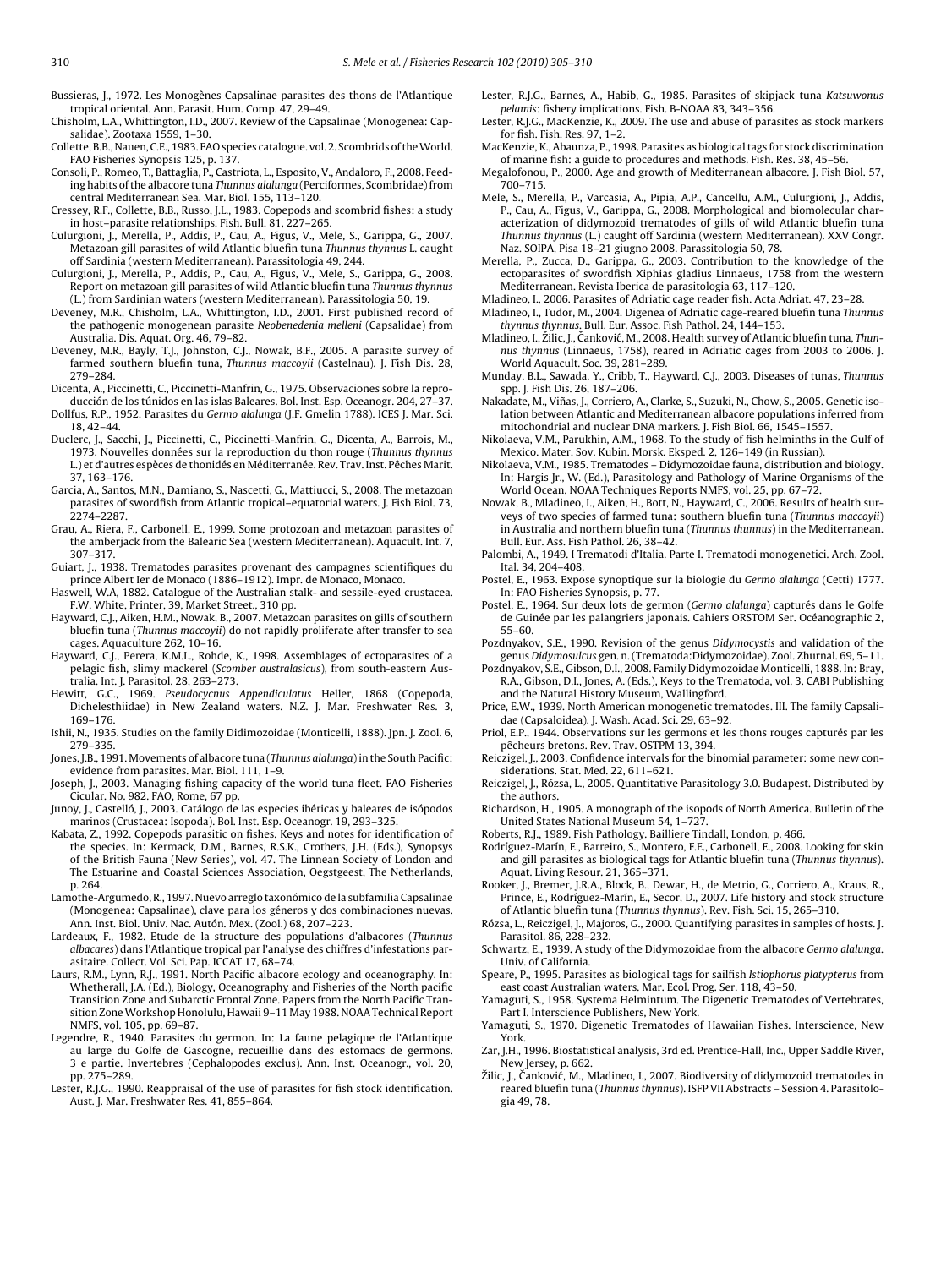Bussieras, J., 1972. Les Monogènes Capsalinae parasites des thons de l'Atlantique tropical oriental. Ann. Parasit. Hum. Comp. 47, 29–49.

Chisholm, L.A., Whittington, I.D., 2007. Review of the Capsalinae (Monogenea: Capsalidae). Zootaxa 1559, 1–30.

Collette, B.B., Nauen, C.E., 1983. FAO species catalogue. vol. 2. Scombrids of the World. FAO Fisheries Synopsis 125, p. 137.

Consoli, P., Romeo, T., Battaglia, P., Castriota, L., Esposito, V., Andaloro, F., 2008. Feeding habits of the albacore tuna *Thunnus alalunga* (Perciformes, Scombridae) from central Mediterranean Sea. Mar. Biol. 155, 113–120.

Cressey, R.F., Collette, B.B., Russo, J.L., 1983. Copepods and scombrid fishes: a study in host–parasite relationships. Fish. Bull. 81, 227–265.

Culurgioni, J., Merella, P., Addis, P., Cau, A., Figus, V., Mele, S., Garippa, G., 2007. Metazoan gill parasites of wild Atlantic bluefin tuna *Thunnus thynnus* L. caught off Sardinia (western Mediterranean). Parassitologia 49, 244.

Culurgioni, J., Merella, P., Addis, P., Cau, A., Figus, V., Mele, S., Garippa, G., 2008. Report on metazoan gill parasites of wild Atlantic bluefin tuna *Thunnus thynnus* (L.) from Sardinian waters (western Mediterranean). Parassitologia 50, 19.

Deveney, M.R., Chisholm, L.A., Whittington, I.D., 2001. First published record of the pathogenic monogenean parasite *Neobenedenia melleni* (Capsalidae) from Australia. Dis. Aquat. Org. 46, 79–82.

Deveney, M.R., Bayly, T.J., Johnston, C.J., Nowak, B.F., 2005. A parasite survey of farmed southern bluefin tuna, *Thunnus maccoyii* (Castelnau). J. Fish Dis. 28, 279–284.

Dicenta, A., Piccinetti, C., Piccinetti-Manfrin, G., 1975. Observaciones sobre la reproducción de los túnidos en las islas Baleares. Bol. Inst. Esp. Oceanogr. 204, 27–37.

Dollfus, R.P., 1952. Parasites du *Germo alalunga* (J.F. Gmelin 1788). ICES J. Mar. Sci. 18, 42–44.

Duclerc, J., Sacchi, J., Piccinetti, C., Piccinetti-Manfrin, G., Dicenta, A., Barrois, M., 1973. Nouvelles données sur la reproduction du thon rouge (*Thunnus thynnus* L.) et d'autres espèces de thonidés en Méditerranée. Rev. Trav. Inst. Pêches Marit. 37, 163–176.

Garcia, A., Santos, M.N., Damiano, S., Nascetti, G., Mattiucci, S., 2008. The metazoan parasites of swordfish from Atlantic tropical–equatorial waters. J. Fish Biol. 73, 2274–2287.

Grau, A., Riera, F., Carbonell, E., 1999. Some protozoan and metazoan parasites of the amberjack from the Balearic Sea (western Mediterranean). Aquacult. Int. 7, 307–317.

Guiart, J., 1938. Trematodes parasites provenant des campagnes scientifiques du prince Albert Ier de Monaco (1886–1912). Impr. de Monaco, Monaco.

Haswell, W.A., 1882. Catalogue of the Australian stalk- and sessile-eyed crustacea. F.W. White, Printer, 39, Market Street., 310 pp.

Hayward, C.J., Aiken, H.M., Nowak, B., 2007. Metazoan parasites on gills of southern bluefin tuna (*Thunnus maccoyii*) do not rapidly proliferate after transfer to sea cages. Aquaculture 262, 10–16.

Hayward, C.J., Perera, K.M.L., Rohde, K., 1998. Assemblages of ectoparasites of a pelagic fish, slimy mackerel (*Scomber australasicus*), from south-eastern Australia. Int. J. Parasitol. 28, 263–273.

Hewitt, G.C., 1969. *Pseudocycnus Appendiculatus* Heller, 1868 (Copepoda, Dichelesthiidae) in New Zealand waters. N.Z. J. Mar. Freshwater Res. 3, 169–176.

Ishii, N., 1935. Studies on the family Didimozoidae (Monticelli, 1888). Jpn. J. Zool. 6, 279–335.

Jones, J.B., 1991. Movements of albacore tuna (*Thunnus alalunga*) in the South Pacific: evidence from parasites. Mar. Biol. 111, 1–9.

Joseph, J., 2003. Managing fishing capacity of the world tuna fleet. FAO Fisheries Cicular. No. 982. FAO, Rome, 67 pp.

Junoy, J., Castelló, J., 2003. Catálogo de las especies ibéricas y baleares de isópodos marinos (Crustacea: Isopoda). Bol. Inst. Esp. Oceanogr. 19, 293–325.

Kabata, Z., 1992. Copepods parasitic on fishes. Keys and notes for identification of the species. In: Kermack, D.M., Barnes, R.S.K., Crothers, J.H. (Eds.), Synopsys of the British Fauna (New Series), vol. 47. The Linnean Society of London and The Estuarine and Coastal Sciences Association, Oegstgeest, The Netherlands, p. 264.

Lamothe-Argumedo, R., 1997. Nuevo arreglo taxonómico de la subfamilia Capsalinae (Monogenea: Capsalinae), clave para los géneros y dos combinaciones nuevas. Ann. Inst. Biol. Univ. Nac. Autón. Mex. (Zool.) 68, 207–223.

Lardeaux, F., 1982. Etude de la structure des populations d'albacores (*Thunnus albacares*) dans l'Atlantique tropical par l'analyse des chiffres d'infestations parasitaire. Collect. Vol. Sci. Pap. ICCAT 17, 68–74.

Laurs, R.M., Lynn, R.J., 1991. North Pacific albacore ecology and oceanography. In: Whetherall, J.A. (Ed.), Biology, Oceanography and Fisheries of the North pacific Transition Zone and Subarctic Frontal Zone. Papers from the North Pacific Transition Zone Workshop Honolulu, Hawaii 9–11 May 1988. NOAA Technical Report NMFS, vol. 105, pp. 69–87.

Legendre, R., 1940. Parasites du germon. In: La faune pelagique de l'Atlantique au large du Golfe de Gascogne, recueillie dans des estomacs de germons. 3 e partie. Invertebres (Cephalopodes exclus). Ann. Inst. Oceanogr., vol. 20, pp. 275–289.

Lester, R.J.G., 1990. Reappraisal of the use of parasites for fish stock identification. Aust. J. Mar. Freshwater Res. 41, 855–864.

Lester, R.J.G., Barnes, A., Habib, G., 1985. Parasites of skipjack tuna *Katsuwonus pelamis*: fishery implications. Fish. B-NOAA 83, 343–356.

Lester, R.J.G., MacKenzie, K., 2009. The use and abuse of parasites as stock markers for fish. Fish. Res. 97, 1–2.

MacKenzie, K., Abaunza, P., 1998. Parasites as biological tags for stock discrimination of marine fish: a guide to procedures and methods. Fish. Res. 38, 45–56.

Megalofonou, P., 2000. Age and growth of Mediterranean albacore. J. Fish Biol. 57, 700–715.

Mele, S., Merella, P., Varcasia, A., Pipia, A.P., Cancellu, A.M., Culurgioni, J., Addis, P., Cau, A., Figus, V., Garippa, G., 2008. Morphological and biomolecular characterization of didymozoid trematodes of gills of wild Atlantic bluefin tuna *Thunnus thynnus* (L.) caught off Sardinia (western Mediterranean). XXV Congr. Naz. SOIPA, Pisa 18–21 giugno 2008. Parassitologia 50, 78.

Merella, P., Zucca, D., Garippa, G., 2003. Contribution to the knowledge of the ectoparasites of swordfish Xiphias gladius Linnaeus, 1758 from the western Mediterranean. Revista Iberica de parasitologia 63, 117–120.

Mladineo, I., 2006. Parasites of Adriatic cage reader fish. Acta Adriat. 47, 23–28.

Mladineo, I., Tudor, M., 2004. Digenea of Adriatic cage-reared bluefin tuna *Thunnus thynnus thynnus*. Bull. Eur. Assoc. Fish Pathol. 24, 144–153.

Mladineo, I., Žilic, J., Čanković, M., 2008. Health survey of Atlantic bluefin tuna, *Thunnus thynnus* (Linnaeus, 1758), reared in Adriatic cages from 2003 to 2006. J. World Aquacult. Soc. 39, 281–289.

Munday, B.L., Sawada, Y., Cribb, T., Hayward, C.J., 2003. Diseases of tunas, *Thunnus* spp. J. Fish Dis. 26, 187–206.

Nakadate, M., Viñas, J., Corriero, A., Clarke, S., Suzuki, N., Chow, S., 2005. Genetic isolation between Atlantic and Mediterranean albacore populations inferred from mitochondrial and nuclear DNA markers. J. Fish Biol. 66, 1545–1557.

Nikolaeva, V.M., Parukhin, A.M., 1968. To the study of fish helminths in the Gulf of Mexico. Mater. Sov. Kubin. Morsk. Eksped. 2, 126–149 (in Russian).

Nikolaeva, V.M., 1985. Trematodes – Didymozoidae fauna, distribution and biology. In: Hargis Jr., W. (Ed.), Parasitology and Pathology of Marine Organisms of the World Ocean. NOAA Techniques Reports NMFS, vol. 25, pp. 67–72.

Nowak, B., Mladineo, I., Aiken, H., Bott, N., Hayward, C., 2006. Results of health surveys of two species of farmed tuna: southern bluefin tuna (*Thunnus maccoyii*) in Australia and northern bluefin tuna (*Thunnus thunnus*) in the Mediterranean. Bull. Eur. Ass. Fish Pathol. 26, 38–42.

Palombi, A., 1949. I Trematodi d'Italia. Parte I. Trematodi monogenetici. Arch. Zool. Ital. 34, 204–408.

Postel, E., 1963. Expose synoptique sur la biologie du *Germo alalunga* (Cetti) 1777. In: FAO Fisheries Synopsis, p. 77.

Postel, E., 1964. Sur deux lots de germon (*Germo alalunga*) capturés dans le Golfe de Guinée par les palangriers japonais. Cahiers ORSTOM Ser. Océanographic 2, 55–60.

Pozdnyakov, S.E., 1990. Revision of the genus *Didymocystis* and validation of the genus *Didymosulcus* gen. n. (Trematoda:Didymozoidae). Zool. Zhurnal. 69, 5–11.

Pozdnyakov, S.E., Gibson, D.I., 2008. Family Didymozoidae Monticelli, 1888. In: Bray, R.A., Gibson, D.I., Jones, A. (Eds.), Keys to the Trematoda, vol. 3. CABI Publishing and the Natural History Museum, Wallingford.

Price, E.W., 1939. North American monogenetic trematodes. III. The family Capsalidae (Capsaloidea). J. Wash. Acad. Sci. 29, 63–92.

Priol, E.P., 1944. Observations sur les germons et les thons rouges capturés par les pêcheurs bretons. Rev. Trav. OSTPM 13, 394.

Reiczigel, J., 2003. Confidence intervals for the binomial parameter: some new considerations. Stat. Med. 22, 611–621.

Reiczigel, J., Rózsa, L., 2005. Quantitative Parasitology 3.0. Budapest. Distributed by the authors.

Richardson, H., 1905. A monograph of the isopods of North America. Bulletin of the United States National Museum 54, 1–727.

Roberts, R.J., 1989. Fish Pathology. Bailliere Tindall, London, p. 466.

Rodríguez-Marín, E., Barreiro, S., Montero, F.E., Carbonell, E., 2008. Looking for skin and gill parasites as biological tags for Atlantic bluefin tuna (*Thunnus thynnus*). Aquat. Living Resour. 21, 365–371.

Rooker, J., Bremer, J.R.A., Block, B., Dewar, H., de Metrio, G., Corriero, A., Kraus, R., Prince, E., Rodríguez-Marín, E., Secor, D., 2007. Life history and stock structure of Atlantic bluefin tuna (*Thunnus thynnus*). Rev. Fish. Sci. 15, 265–310.

Rózsa, L., Reiczigel, J., Majoros, G., 2000. Quantifying parasites in samples of hosts. J. Parasitol. 86, 228–232.

Schwartz, E., 1939. A study of the Didymozoidae from the albacore *Germo alalunga*. Univ. of California.

Speare, P., 1995. Parasites as biological tags for sailfish *Istiophorus platypterus* from east coast Australian waters. Mar. Ecol. Prog. Ser. 118, 43–50.

Yamaguti, S., 1958. Systema Helmintum. The Digenetic Trematodes of Vertebrates, Part I. Interscience Publishers, New York.

Yamaguti, S., 1970. Digenetic Trematodes of Hawaiian Fishes. Interscience, New York.

Zar, J.H., 1996. Biostatistical analysis, 3rd ed. Prentice-Hall, Inc., Upper Saddle River, New Jersey, p. 662.

Žilic, J., Čanković, M., Mladineo, I., 2007. Biodiversity of didymozoid trematodes in reared bluefin tuna (*Thunnus thynnus*). ISFP VII Abstracts – Session 4. Parasitologia 49, 78.